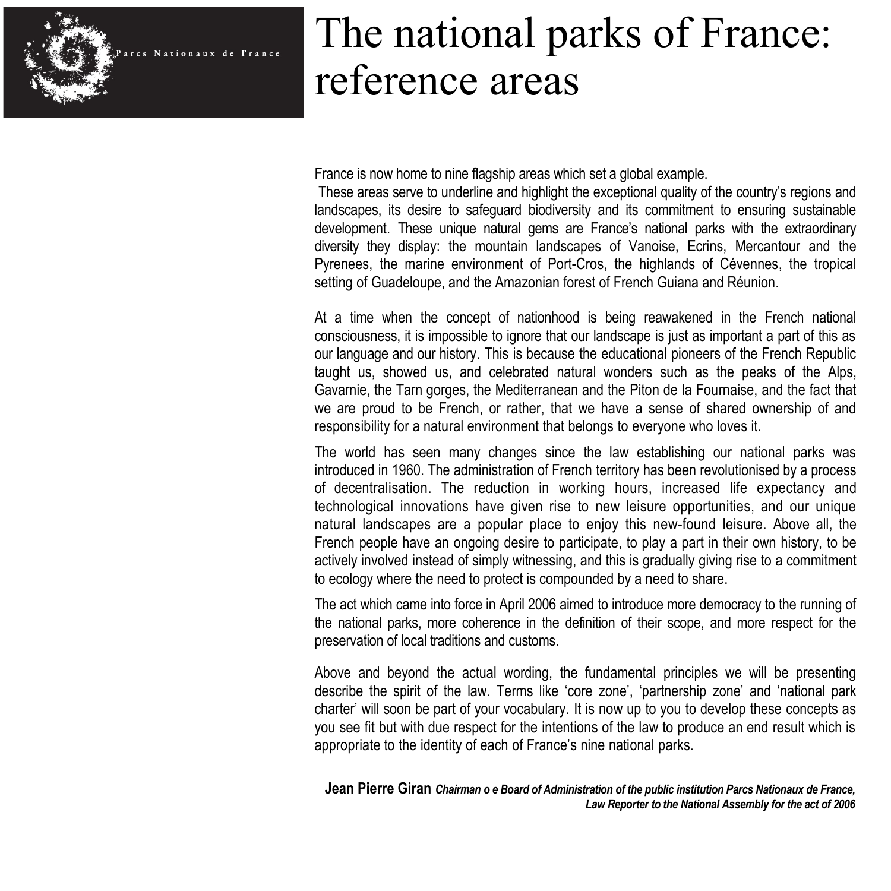Parcs Nationaux de France

# The national parks of France: reference areas

France is now home to nine flagship areas which set a global example.

These areas serve to underline and highlight the exceptional quality of the country's regions and landscapes, its desire to safeguard biodiversity and its commitment to ensuring sustainable development. These unique natural gems are France's national parks with the extraordinary diversity they display: the mountain landscapes of Vanoise, Ecrins, Mercantour and the Pyrenees, the marine environment of Port-Cros, the highlands of Cévennes, the tropical setting of Guadeloupe, and the Amazonian forest of French Guiana and Réunion.

At a time when the concept of nationhood is being reawakened in the French national consciousness, it is impossible to ignore that our landscape is just as important a part of this as our language and our history. This is because the educational pioneers of the French Republic taught us, showed us, and celebrated natural wonders such as the peaks of the Alps, Gavarnie, the Tarn gorges, the Mediterranean and the Piton de la Fournaise, and the fact that we are proud to be French, or rather, that we have a sense of shared ownership of and responsibility for a natural environment that belongs to everyone who loves it.

The world has seen many changes since the law establishing our national parks was introduced in 1960. The administration of French territory has been revolutionised by a process of decentralisation. The reduction in working hours, increased life expectancy and technological innovations have given rise to new leisure opportunities, and our unique natural landscapes are a popular place to enjoy this new-found leisure. Above all, the French people have an ongoing desire to participate, to play a part in their own history, to be actively involved instead of simply witnessing, and this is gradually giving rise to a commitment to ecology where the need to protect is compounded by a need to share.

The act which came into force in April 2006 aimed to introduce more democracy to the running of the national parks, more coherence in the definition of their scope, and more respect for the preservation of local traditions and customs.

Above and beyond the actual wording, the fundamental principles we will be presenting describe the spirit of the law. Terms like 'core zone', 'partnership zone' and 'national park charter' will soon be part of your vocabulary. It is now up to you to develop these concepts as you see fit but with due respect for the intentions of the law to produce an end result which is appropriate to the identity of each of France's nine national parks.

**Jean Pierre Giran** ***Chairman o e Board of Administration of the public institution Parcs Nationaux de France, Law Reporter to the National Assembly for the act of 2006***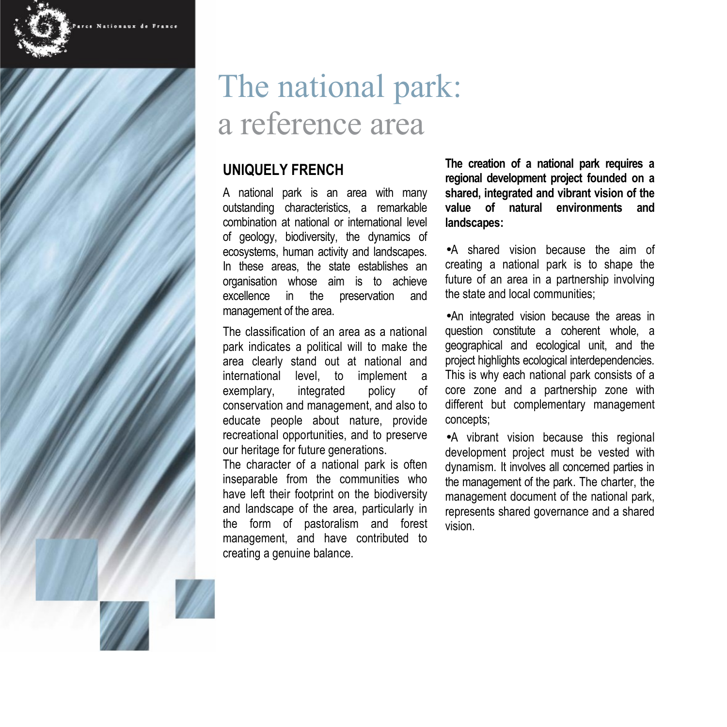# The national park: a reference area

## UNIQUELY FRENCH

A national park is an area with many outstanding characteristics, a remarkable combination at national or international level of geology, biodiversity, the dynamics of ecosystems, human activity and landscapes. In these areas, the state establishes an organisation whose aim is to achieve excellence in the preservation and management of the area.

The classification of an area as a national park indicates a political will to make the area clearly stand out at national and international level, to implement a exemplary, integrated policy of conservation and management, and also to educate people about nature, provide recreational opportunities, and to preserve our heritage for future generations.

The character of a national park is often inseparable from the communities who have left their footprint on the biodiversity and landscape of the area, particularly in the form of pastoralism and forest management, and have contributed to creating a genuine balance.

**The creation of a national park requires a regional development project founded on a shared, integrated and vibrant vision of the value of natural environments and landscapes:**

- A shared vision because the aim of creating a national park is to shape the future of an area in a partnership involving the state and local communities;
- An integrated vision because the areas in question constitute a coherent whole, a geographical and ecological unit, and the project highlights ecological interdependencies. This is why each national park consists of a core zone and a partnership zone with different but complementary management concepts;
- A vibrant vision because this regional development project must be vested with dynamism. It involves all concerned parties in the management of the park. The charter, the management document of the national park, represents shared governance and a shared vision.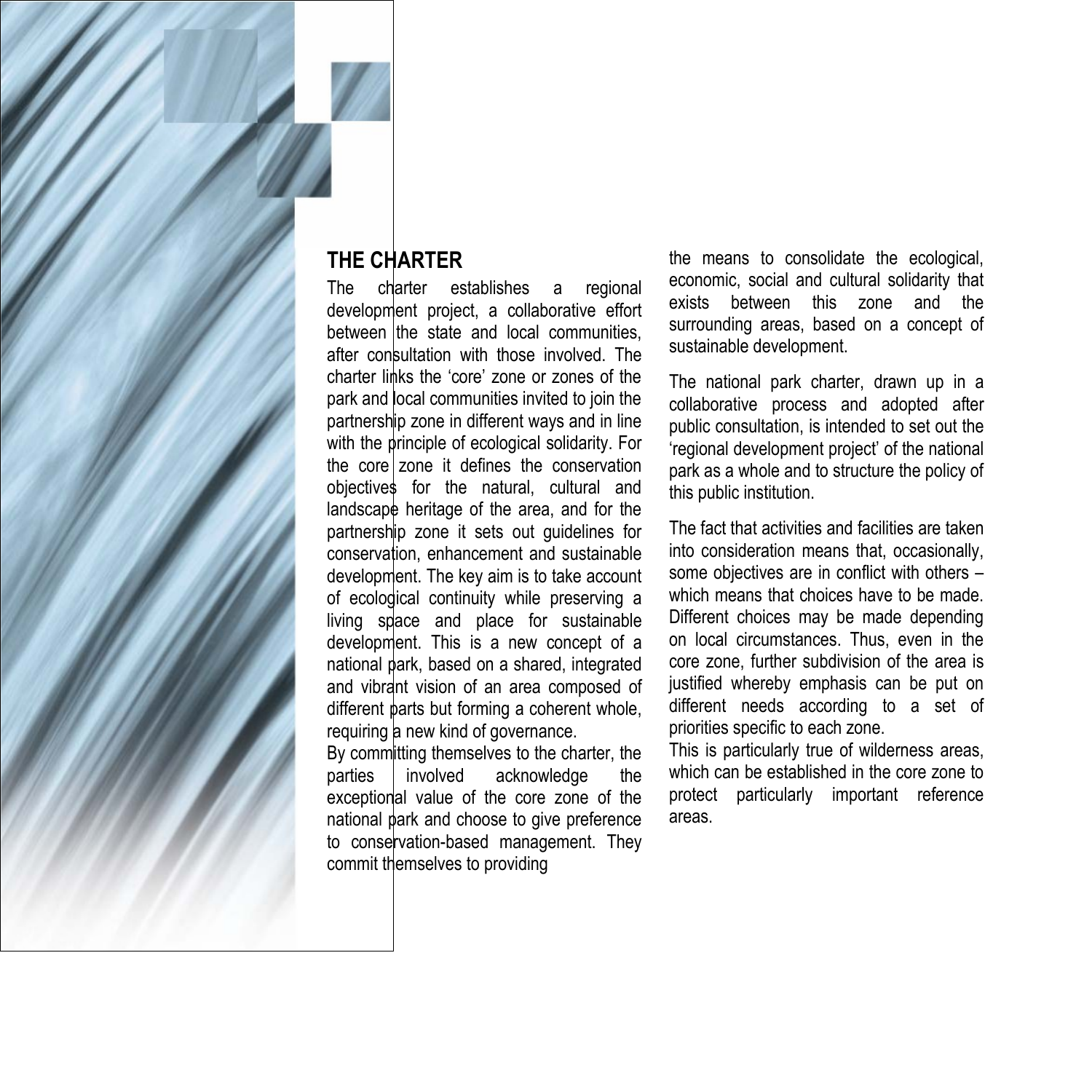## THE CHARTER

The charter establishes a regional development project, a collaborative effort between the state and local communities, after consultation with those involved. The charter links the 'core' zone or zones of the park and local communities invited to join the partnership zone in different ways and in line with the principle of ecological solidarity. For the core zone it defines the conservation objectives for the natural, cultural and landscape heritage of the area, and for the partnership zone it sets out guidelines for conservation, enhancement and sustainable development. The key aim is to take account of ecological continuity while preserving a living space and place for sustainable development. This is a new concept of a national park, based on a shared, integrated and vibrant vision of an area composed of different parts but forming a coherent whole, requiring a new kind of governance.

By committing themselves to the charter, the parties involved acknowledge the exceptional value of the core zone of the national park and choose to give preference to conservation-based management. They commit themselves to providing the means to consolidate the ecological, economic, social and cultural solidarity that exists between this zone and the surrounding areas, based on a concept of sustainable development.

The national park charter, drawn up in a collaborative process and adopted after public consultation, is intended to set out the 'regional development project' of the national park as a whole and to structure the policy of this public institution.

The fact that activities and facilities are taken into consideration means that, occasionally, some objectives are in conflict with others – which means that choices have to be made. Different choices may be made depending on local circumstances. Thus, even in the core zone, further subdivision of the area is justified whereby emphasis can be put on different needs according to a set of priorities specific to each zone.

This is particularly true of wilderness areas, which can be established in the core zone to protect particularly important reference areas.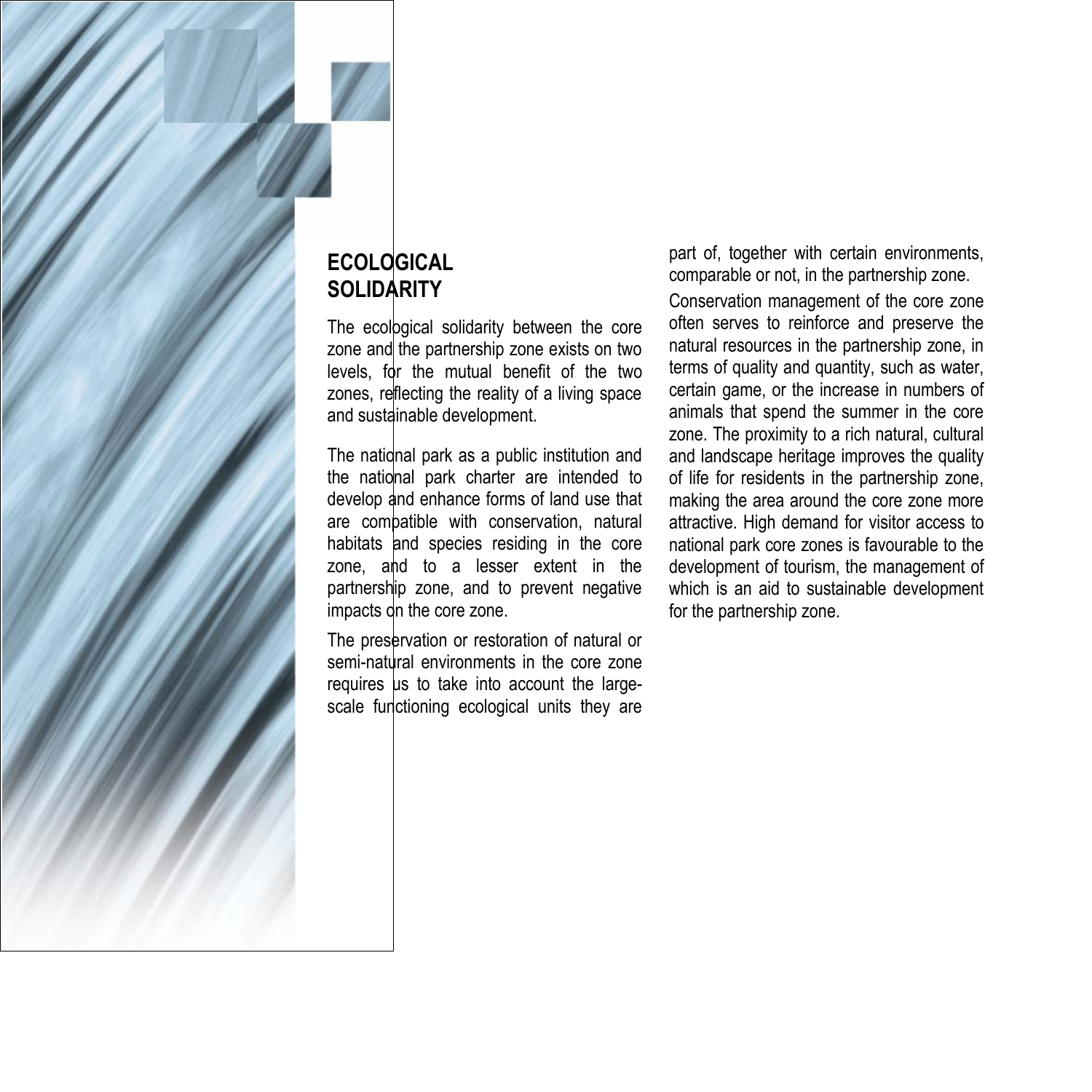# ECOLOGICAL SOLIDARITY

The ecological solidarity between the core zone and the partnership zone exists on two levels, for the mutual benefit of the two zones, reflecting the reality of a living space and sustainable development.

The national park as a public institution and the national park charter are intended to develop and enhance forms of land use that are compatible with conservation, natural habitats and species residing in the core zone, and to a lesser extent in the partnership zone, and to prevent negative impacts on the core zone.

The preservation or restoration of natural or semi-natural environments in the core zone requires us to take into account the large-scale functioning ecological units they are part of, together with certain environments, comparable or not, in the partnership zone.

Conservation management of the core zone often serves to reinforce and preserve the natural resources in the partnership zone, in terms of quality and quantity, such as water, certain game, or the increase in numbers of animals that spend the summer in the core zone. The proximity to a rich natural, cultural and landscape heritage improves the quality of life for residents in the partnership zone, making the area around the core zone more attractive. High demand for visitor access to national park core zones is favourable to the development of tourism, the management of which is an aid to sustainable development for the partnership zone.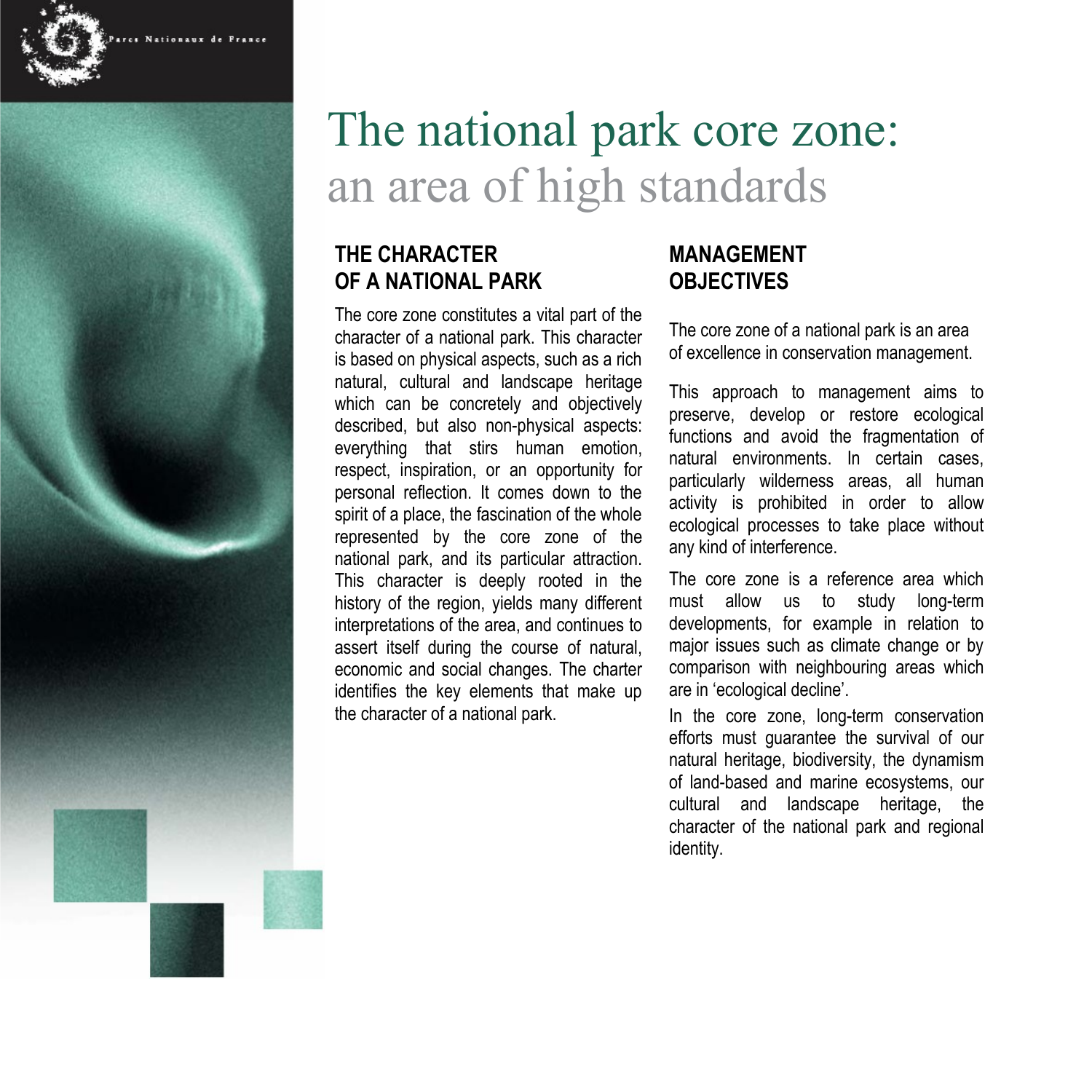# The national park core zone: an area of high standards

## THE CHARACTER OF A NATIONAL PARK

The core zone constitutes a vital part of the character of a national park. This character is based on physical aspects, such as a rich natural, cultural and landscape heritage which can be concretely and objectively described, but also non-physical aspects: everything that stirs human emotion, respect, inspiration, or an opportunity for personal reflection. It comes down to the spirit of a place, the fascination of the whole represented by the core zone of the national park, and its particular attraction. This character is deeply rooted in the history of the region, yields many different interpretations of the area, and continues to assert itself during the course of natural, economic and social changes. The charter identifies the key elements that make up the character of a national park.

## MANAGEMENT OBJECTIVES

The core zone of a national park is an area of excellence in conservation management.

This approach to management aims to preserve, develop or restore ecological functions and avoid the fragmentation of natural environments. In certain cases, particularly wilderness areas, all human activity is prohibited in order to allow ecological processes to take place without any kind of interference.

The core zone is a reference area which must allow us to study long-term developments, for example in relation to major issues such as climate change or by comparison with neighbouring areas which are in 'ecological decline'.

In the core zone, long-term conservation efforts must guarantee the survival of our natural heritage, biodiversity, the dynamism of land-based and marine ecosystems, our cultural and landscape heritage, the character of the national park and regional identity.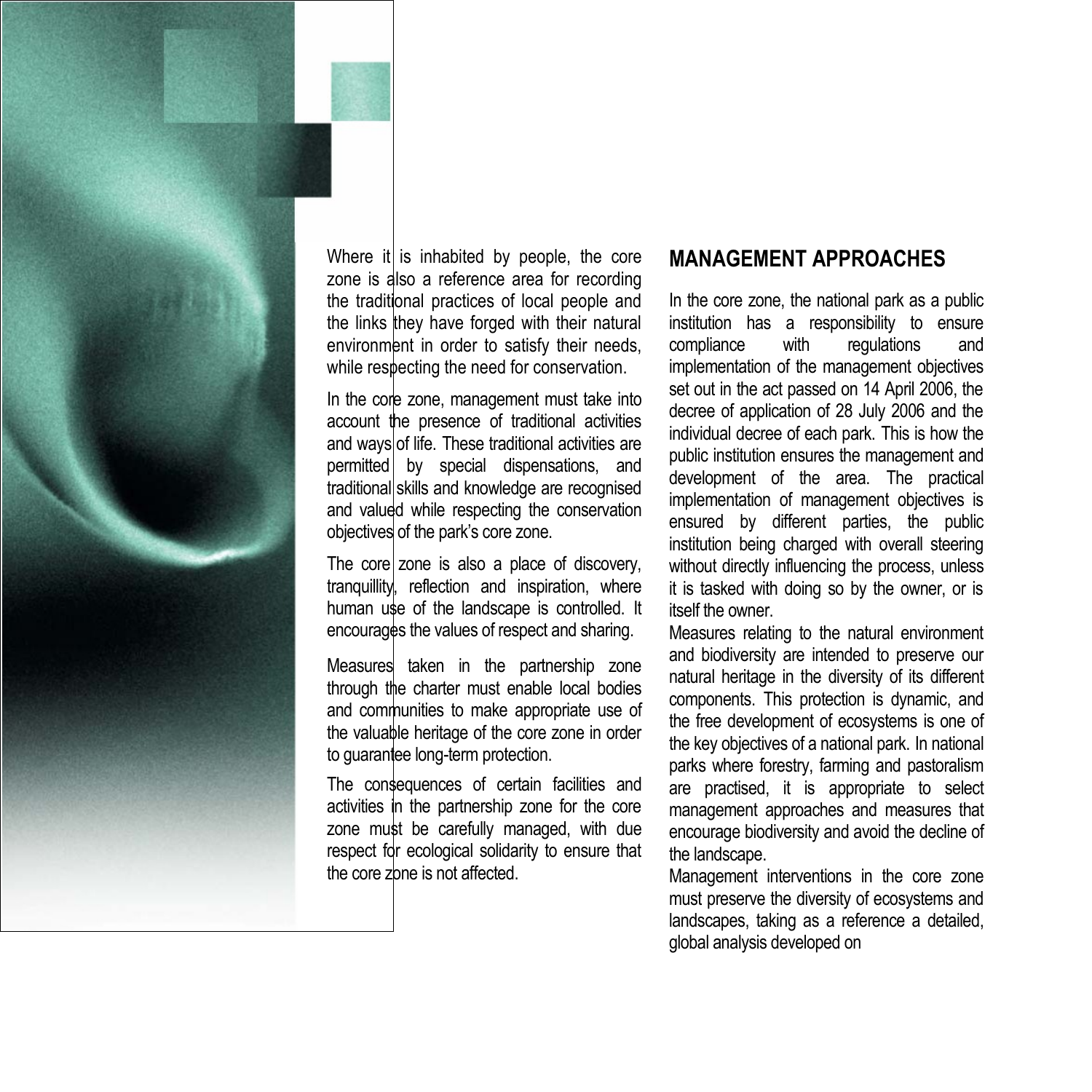Where it is inhabited by people, the core zone is also a reference area for recording the traditional practices of local people and the links they have forged with their natural environment in order to satisfy their needs, while respecting the need for conservation.

In the core zone, management must take into account the presence of traditional activities and ways of life. These traditional activities are permitted by special dispensations, and traditional skills and knowledge are recognised and valued while respecting the conservation objectives of the park's core zone.

The core zone is also a place of discovery, tranquillity, reflection and inspiration, where human use of the landscape is controlled. It encourages the values of respect and sharing.

Measures taken in the partnership zone through the charter must enable local bodies and communities to make appropriate use of the valuable heritage of the core zone in order to guarantee long-term protection.

The consequences of certain facilities and activities in the partnership zone for the core zone must be carefully managed, with due respect for ecological solidarity to ensure that the core zone is not affected.

## MANAGEMENT APPROACHES

In the core zone, the national park as a public institution has a responsibility to ensure compliance with regulations and implementation of the management objectives set out in the act passed on 14 April 2006, the decree of application of 28 July 2006 and the individual decree of each park. This is how the public institution ensures the management and development of the area. The practical implementation of management objectives is ensured by different parties, the public institution being charged with overall steering without directly influencing the process, unless it is tasked with doing so by the owner, or is itself the owner.

Measures relating to the natural environment and biodiversity are intended to preserve our natural heritage in the diversity of its different components. This protection is dynamic, and the free development of ecosystems is one of the key objectives of a national park. In national parks where forestry, farming and pastoralism are practised, it is appropriate to select management approaches and measures that encourage biodiversity and avoid the decline of the landscape.

Management interventions in the core zone must preserve the diversity of ecosystems and landscapes, taking as a reference a detailed, global analysis developed on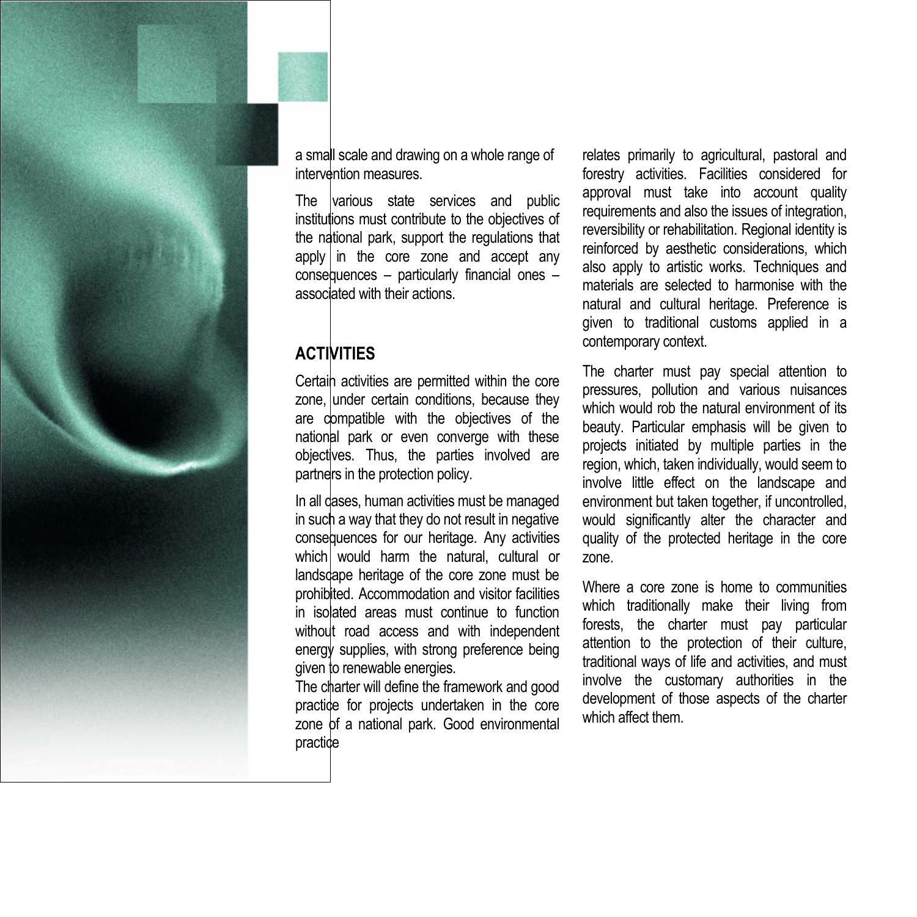a small scale and drawing on a whole range of intervention measures.

The various state services and public institutions must contribute to the objectives of the national park, support the regulations that apply in the core zone and accept any consequences – particularly financial ones – associated with their actions.

## ACTIVITIES

Certain activities are permitted within the core zone, under certain conditions, because they are compatible with the objectives of the national park or even converge with these objectives. Thus, the parties involved are partners in the protection policy.

In all cases, human activities must be managed in such a way that they do not result in negative consequences for our heritage. Any activities which would harm the natural, cultural or landscape heritage of the core zone must be prohibited. Accommodation and visitor facilities in isolated areas must continue to function without road access and with independent energy supplies, with strong preference being given to renewable energies.

The charter will define the framework and good practice for projects undertaken in the core zone of a national park. Good environmental practice relates primarily to agricultural, pastoral and forestry activities. Facilities considered for approval must take into account quality requirements and also the issues of integration, reversibility or rehabilitation. Regional identity is reinforced by aesthetic considerations, which also apply to artistic works. Techniques and materials are selected to harmonise with the natural and cultural heritage. Preference is given to traditional customs applied in a contemporary context.

The charter must pay special attention to pressures, pollution and various nuisances which would rob the natural environment of its beauty. Particular emphasis will be given to projects initiated by multiple parties in the region, which, taken individually, would seem to involve little effect on the landscape and environment but taken together, if uncontrolled, would significantly alter the character and quality of the protected heritage in the core zone.

Where a core zone is home to communities which traditionally make their living from forests, the charter must pay particular attention to the protection of their culture, traditional ways of life and activities, and must involve the customary authorities in the development of those aspects of the charter which affect them.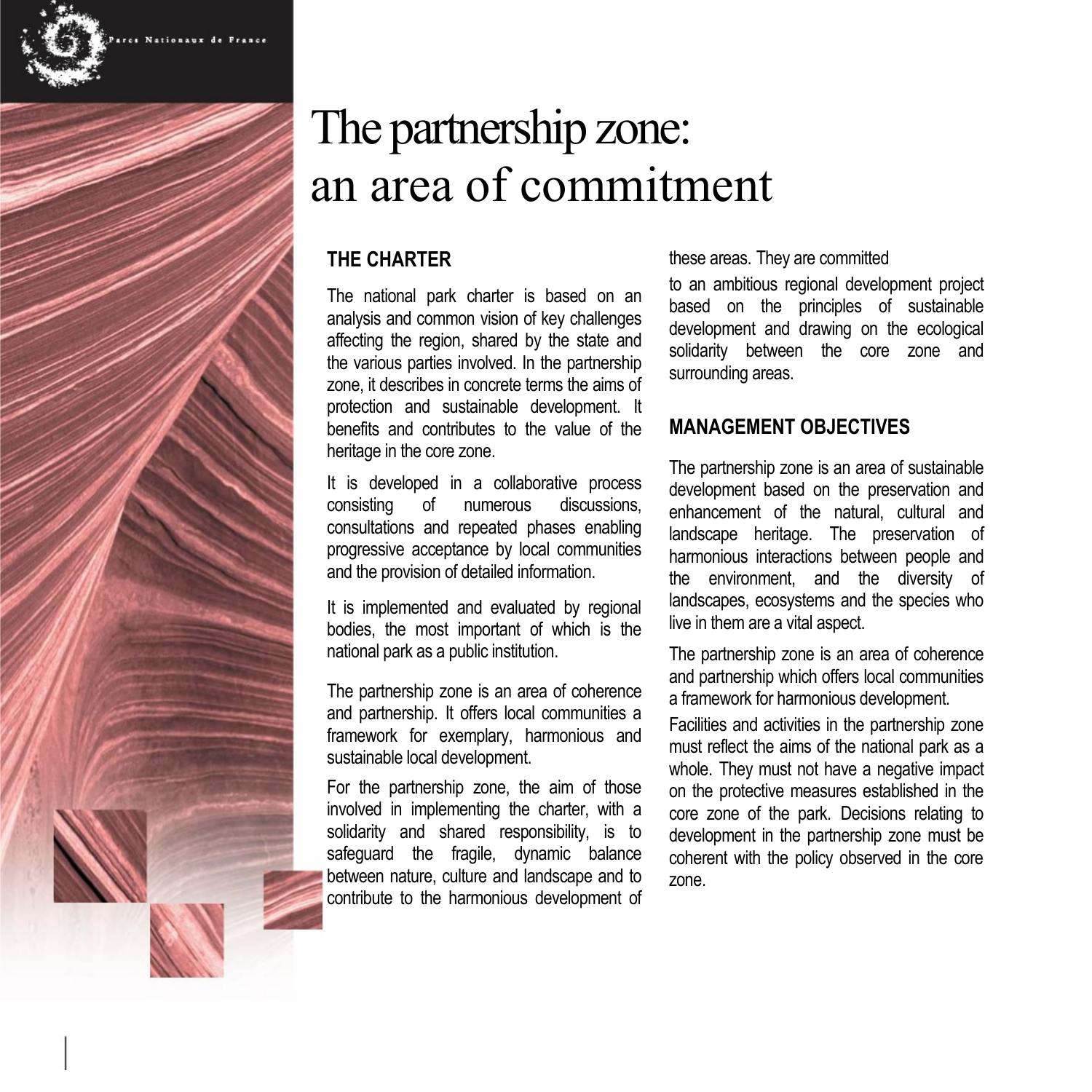# The partnership zone: an area of commitment

## THE CHARTER

The national park charter is based on an analysis and common vision of key challenges affecting the region, shared by the state and the various parties involved. In the partnership zone, it describes in concrete terms the aims of protection and sustainable development. It benefits and contributes to the value of the heritage in the core zone.

It is developed in a collaborative process consisting of numerous discussions, consultations and repeated phases enabling progressive acceptance by local communities and the provision of detailed information.

It is implemented and evaluated by regional bodies, the most important of which is the national park as a public institution.

The partnership zone is an area of coherence and partnership. It offers local communities a framework for exemplary, harmonious and sustainable local development.

For the partnership zone, the aim of those involved in implementing the charter, with a solidarity and shared responsibility, is to safeguard the fragile, dynamic balance between nature, culture and landscape and to contribute to the harmonious development of these areas. They are committed

to an ambitious regional development project based on the principles of sustainable development and drawing on the ecological solidarity between the core zone and surrounding areas.

## MANAGEMENT OBJECTIVES

The partnership zone is an area of sustainable development based on the preservation and enhancement of the natural, cultural and landscape heritage. The preservation of harmonious interactions between people and the environment, and the diversity of landscapes, ecosystems and the species who live in them are a vital aspect.

The partnership zone is an area of coherence and partnership which offers local communities a framework for harmonious development.

Facilities and activities in the partnership zone must reflect the aims of the national park as a whole. They must not have a negative impact on the protective measures established in the core zone of the park. Decisions relating to development in the partnership zone must be coherent with the policy observed in the core zone.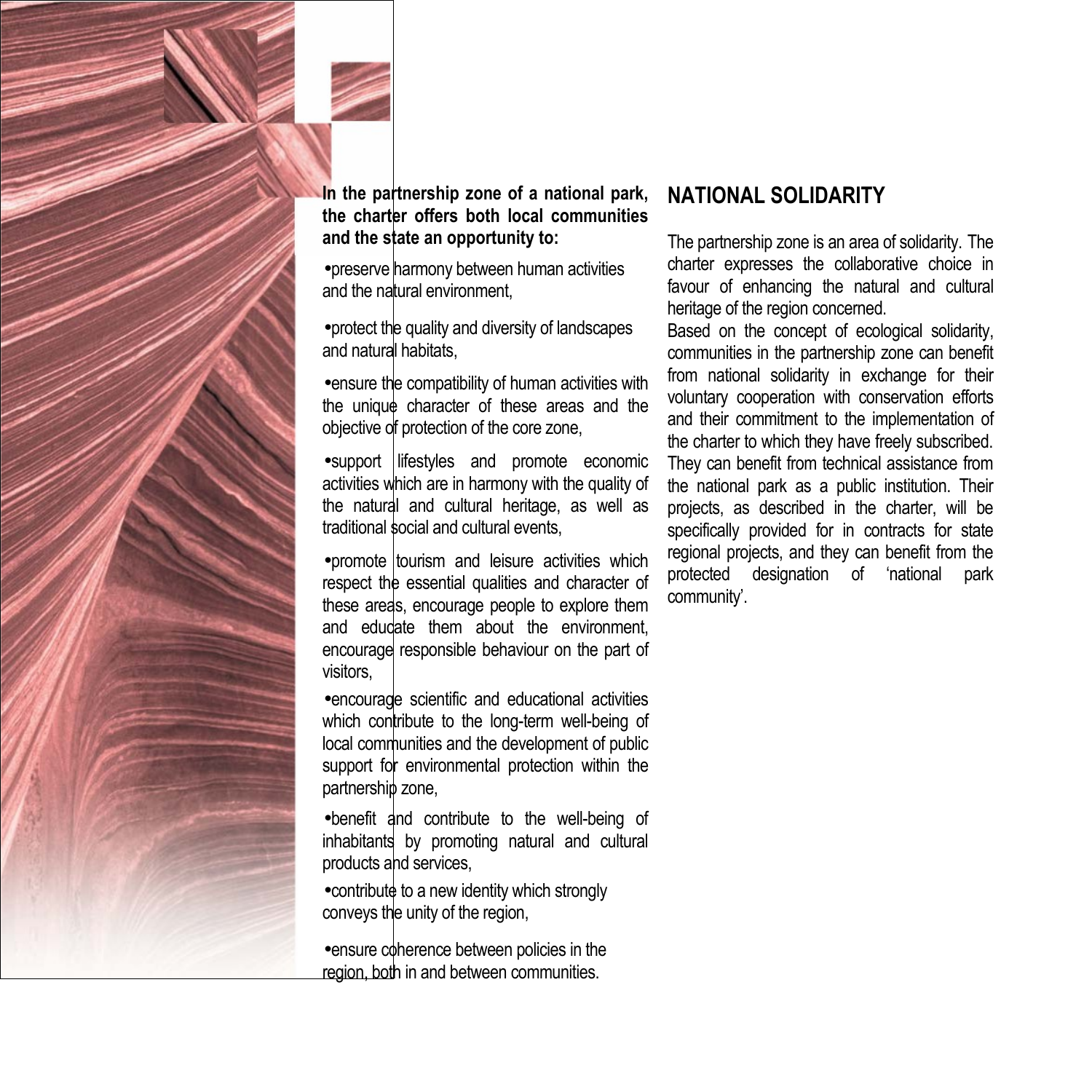**In the partnership zone of a national park, the charter offers both local communities and the state an opportunity to:**

- preserve harmony between human activities and the natural environment,
- protect the quality and diversity of landscapes and natural habitats,
- ensure the compatibility of human activities with the unique character of these areas and the objective of protection of the core zone,
- support lifestyles and promote economic activities which are in harmony with the quality of the natural and cultural heritage, as well as traditional social and cultural events,
- promote tourism and leisure activities which respect the essential qualities and character of these areas, encourage people to explore them and educate them about the environment, encourage responsible behaviour on the part of visitors,
- encourage scientific and educational activities which contribute to the long-term well-being of local communities and the development of public support for environmental protection within the partnership zone,
- benefit and contribute to the well-being of inhabitants by promoting natural and cultural products and services,
- contribute to a new identity which strongly conveys the unity of the region,
- ensure coherence between policies in the region, both in and between communities.

## NATIONAL SOLIDARITY

The partnership zone is an area of solidarity. The charter expresses the collaborative choice in favour of enhancing the natural and cultural heritage of the region concerned.

Based on the concept of ecological solidarity, communities in the partnership zone can benefit from national solidarity in exchange for their voluntary cooperation with conservation efforts and their commitment to the implementation of the charter to which they have freely subscribed. They can benefit from technical assistance from the national park as a public institution. Their projects, as described in the charter, will be specifically provided for in contracts for state regional projects, and they can benefit from the protected designation of 'national park community'.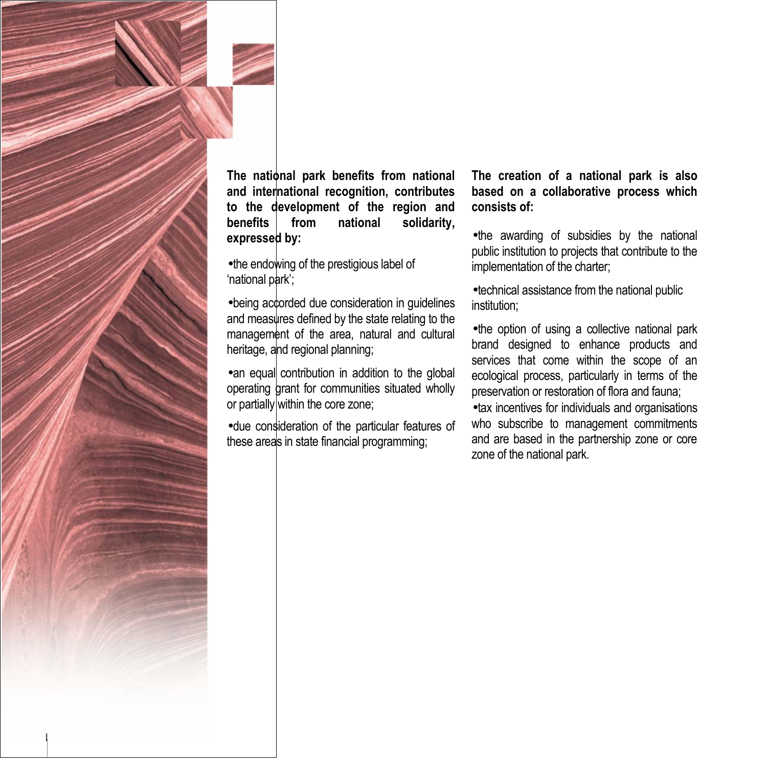**The national park benefits from national and international recognition, contributes to the development of the region and benefits from national solidarity, expressed by:**

- the endowing of the prestigious label of 'national park';
- being accorded due consideration in guidelines and measures defined by the state relating to the management of the area, natural and cultural heritage, and regional planning;
- an equal contribution in addition to the global operating grant for communities situated wholly or partially within the core zone;
- due consideration of the particular features of these areas in state financial programming;

**The creation of a national park is also based on a collaborative process which consists of:**

- the awarding of subsidies by the national public institution to projects that contribute to the implementation of the charter;
- technical assistance from the national public institution;
- the option of using a collective national park brand designed to enhance products and services that come within the scope of an ecological process, particularly in terms of the preservation or restoration of flora and fauna;
- tax incentives for individuals and organisations who subscribe to management commitments and are based in the partnership zone or core zone of the national park.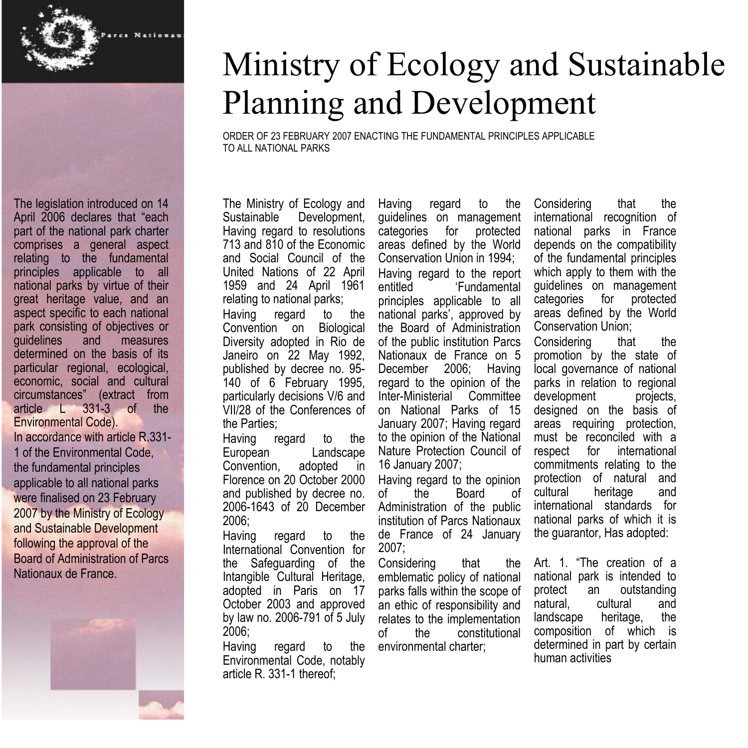# Ministry of Ecology and Sustainable Planning and Development

ORDER OF 23 FEBRUARY 2007 ENACTING THE FUNDAMENTAL PRINCIPLES APPLICABLE TO ALL NATIONAL PARKS

The legislation introduced on 14 April 2006 declares that "each part of the national park charter comprises a general aspect relating to the fundamental principles applicable to all national parks by virtue of their great heritage value, and an aspect specific to each national park consisting of objectives or guidelines and measures determined on the basis of its particular regional, ecological, economic, social and cultural circumstances" (extract from article L 331-3 of the Environmental Code).

In accordance with article R.331-1 of the Environmental Code, the fundamental principles applicable to all national parks were finalised on 23 February 2007 by the Ministry of Ecology and Sustainable Development following the approval of the Board of Administration of Parcs Nationaux de France.

The Ministry of Ecology and Sustainable Development,

Having regard to resolutions 713 and 810 of the Economic and Social Council of the United Nations of 22 April 1959 and 24 April 1961 relating to national parks;

Having regard to the Convention on Biological Diversity adopted in Rio de Janeiro on 22 May 1992, published by decree no. 95-140 of 6 February 1995, particularly decisions V/6 and VII/28 of the Conferences of the Parties;

Having regard to the European Landscape Convention, adopted in Florence on 20 October 2000 and published by decree no. 2006-1643 of 20 December 2006;

Having regard to the International Convention for the Safeguarding of the Intangible Cultural Heritage, adopted in Paris on 17 October 2003 and approved by law no. 2006-791 of 5 July 2006;

Having regard to the Environmental Code, notably article R. 331-1 thereof;

Having regard to the guidelines on management categories for protected areas defined by the World Conservation Union in 1994;

Having regard to the report entitled 'Fundamental principles applicable to all national parks', approved by the Board of Administration of the public institution Parcs Nationaux de France on 5 December 2006; Having regard to the opinion of the Inter-Ministerial Committee on National Parks of 15 January 2007; Having regard to the opinion of the National Nature Protection Council of 16 January 2007;

Having regard to the opinion of the Board of Administration of the public institution of Parcs Nationaux de France of 24 January 2007;

Considering that the emblematic policy of national parks falls within the scope of an ethic of responsibility and relates to the implementation of the constitutional environmental charter;

Considering that the international recognition of national parks in France depends on the compatibility of the fundamental principles which apply to them with the guidelines on management categories for protected areas defined by the World Conservation Union;

Considering that the promotion by the state of local governance of national parks in relation to regional development projects, designed on the basis of areas requiring protection, must be reconciled with a respect for international commitments relating to the protection of natural and cultural heritage and international standards for national parks of which it is the guarantor, Has adopted:

Art. 1. "The creation of a national park is intended to protect an outstanding natural, cultural and landscape heritage, the composition of which is determined in part by certain human activities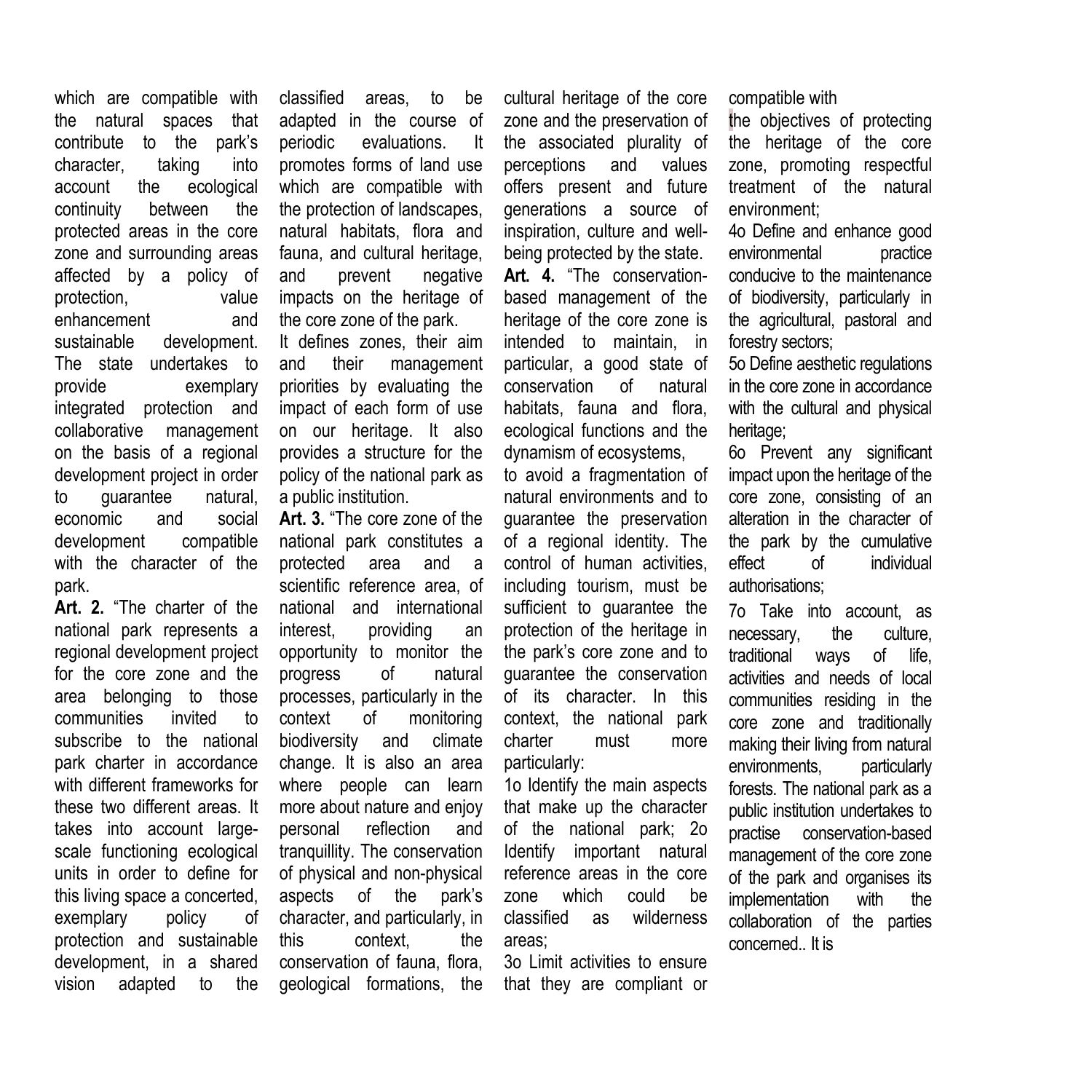which are compatible with the natural spaces that contribute to the park's character, taking into account the ecological continuity between the protected areas in the core zone and surrounding areas affected by a policy of protection, value enhancement and sustainable development. The state undertakes to provide exemplary integrated protection and collaborative management on the basis of a regional development project in order to guarantee natural, economic and social development compatible with the character of the park.

**Art. 2.** "The charter of the national park represents a regional development project for the core zone and the area belonging to those communities invited to subscribe to the national park charter in accordance with different frameworks for these two different areas. It takes into account large-scale functioning ecological units in order to define for this living space a concerted, exemplary policy of protection and sustainable development, in a shared vision adapted to the classified areas, to be adapted in the course of periodic evaluations. It promotes forms of land use which are compatible with the protection of landscapes, natural habitats, flora and fauna, and cultural heritage, and prevent negative impacts on the heritage of the core zone of the park.

It defines zones, their aim and their management priorities by evaluating the impact of each form of use on our heritage. It also provides a structure for the policy of the national park as a public institution.

**Art. 3.** "The core zone of the national park constitutes a protected area and a scientific reference area, of national and international interest, providing an opportunity to monitor the progress of natural processes, particularly in the context of monitoring biodiversity and climate change. It is also an area where people can learn more about nature and enjoy personal reflection and tranquillity. The conservation of physical and non-physical aspects of the park's character, and particularly, in this context, the conservation of fauna, flora, geological formations, the cultural heritage of the core zone and the preservation of the associated plurality of perceptions and values offers present and future generations a source of inspiration, culture and well-being protected by the state.

**Art. 4.** "The conservation-based management of the heritage of the core zone is intended to maintain, in particular, a good state of conservation of natural habitats, fauna and flora, ecological functions and the dynamism of ecosystems,

to avoid a fragmentation of natural environments and to guarantee the preservation of a regional identity. The control of human activities, including tourism, must be sufficient to guarantee the protection of the heritage in the park's core zone and to guarantee the conservation of its character. In this context, the national park charter must more particularly:

1o Identify the main aspects that make up the character of the national park; 2o Identify important natural reference areas in the core zone which could be classified as wilderness areas;

3o Limit activities to ensure that they are compliant or compatible with

the objectives of protecting the heritage of the core zone, promoting respectful treatment of the natural environment;

4o Define and enhance good environmental practice conducive to the maintenance of biodiversity, particularly in the agricultural, pastoral and forestry sectors;

5o Define aesthetic regulations in the core zone in accordance with the cultural and physical heritage;

6o Prevent any significant impact upon the heritage of the core zone, consisting of an alteration in the character of the park by the cumulative effect of individual authorisations;

7o Take into account, as necessary, the culture, traditional ways of life, activities and needs of local communities residing in the core zone and traditionally making their living from natural environments, particularly forests. The national park as a public institution undertakes to practise conservation-based management of the core zone of the park and organises its implementation with the collaboration of the parties concerned.. It is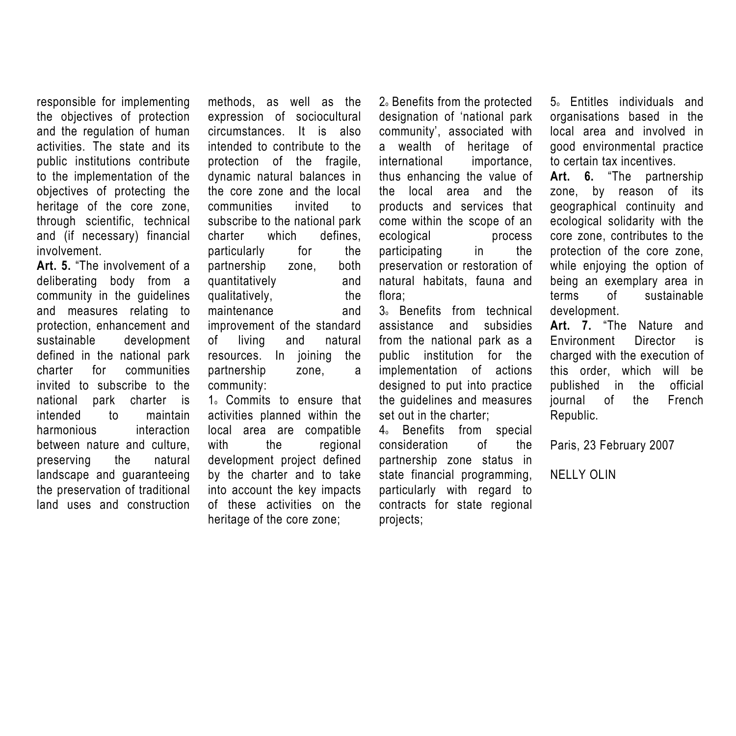responsible for implementing the objectives of protection and the regulation of human activities. The state and its public institutions contribute to the implementation of the objectives of protecting the heritage of the core zone, through scientific, technical and (if necessary) financial involvement.

**Art. 5.** "The involvement of a deliberating body from a community in the guidelines and measures relating to protection, enhancement and sustainable development defined in the national park charter for communities invited to subscribe to the national park charter is intended to maintain harmonious interaction between nature and culture, preserving the natural landscape and guaranteeing the preservation of traditional land uses and construction methods, as well as the expression of sociocultural circumstances. It is also intended to contribute to the protection of the fragile, dynamic natural balances in the core zone and the local communities invited to subscribe to the national park charter which defines, particularly for the partnership zone, both quantitatively and qualitatively, the maintenance and improvement of the standard of living and natural resources. In joining the partnership zone, a community:

1º Commits to ensure that activities planned within the local area are compatible with the regional development project defined by the charter and to take into account the key impacts of these activities on the heritage of the core zone;

2º Benefits from the protected designation of 'national park community', associated with a wealth of heritage of international importance, thus enhancing the value of the local area and the products and services that come within the scope of an ecological process participating in the preservation or restoration of natural habitats, fauna and flora;

3º Benefits from technical assistance and subsidies from the national park as a public institution for the implementation of actions designed to put into practice the guidelines and measures set out in the charter;

4º Benefits from special consideration of the partnership zone status in state financial programming, particularly with regard to contracts for state regional projects;

5º Entitles individuals and organisations based in the local area and involved in good environmental practice to certain tax incentives.

**Art. 6.** "The partnership zone, by reason of its geographical continuity and ecological solidarity with the core zone, contributes to the protection of the core zone, while enjoying the option of being an exemplary area in terms of sustainable development.

**Art. 7.** "The Nature and Environment Director is charged with the execution of this order, which will be published in the official journal of the French Republic.

Paris, 23 February 2007

NELLY OLIN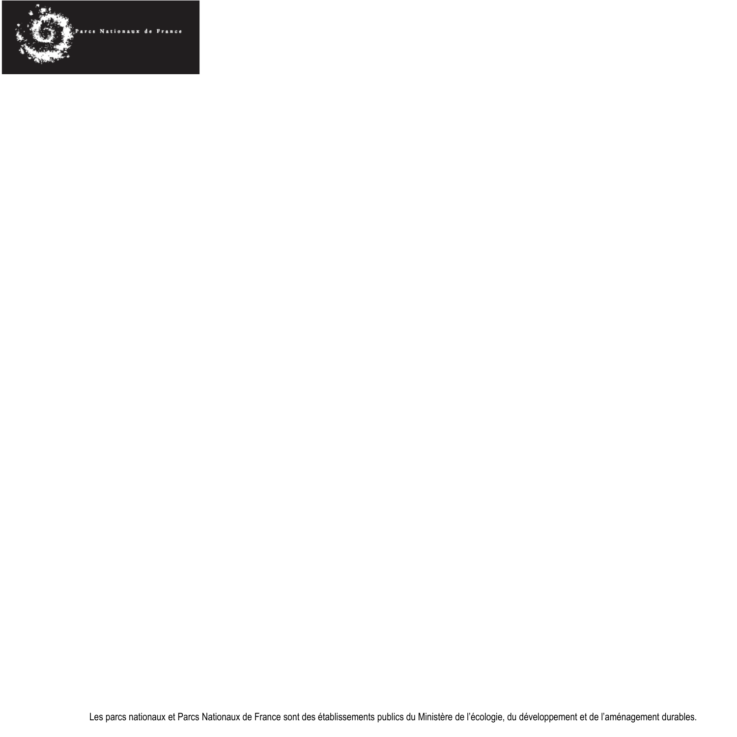Parcs Nationaux de France

Les parcs nationaux et Parcs Nationaux de France sont des établissements publics du Ministère de l'écologie, du développement et de l'aménagement durables.